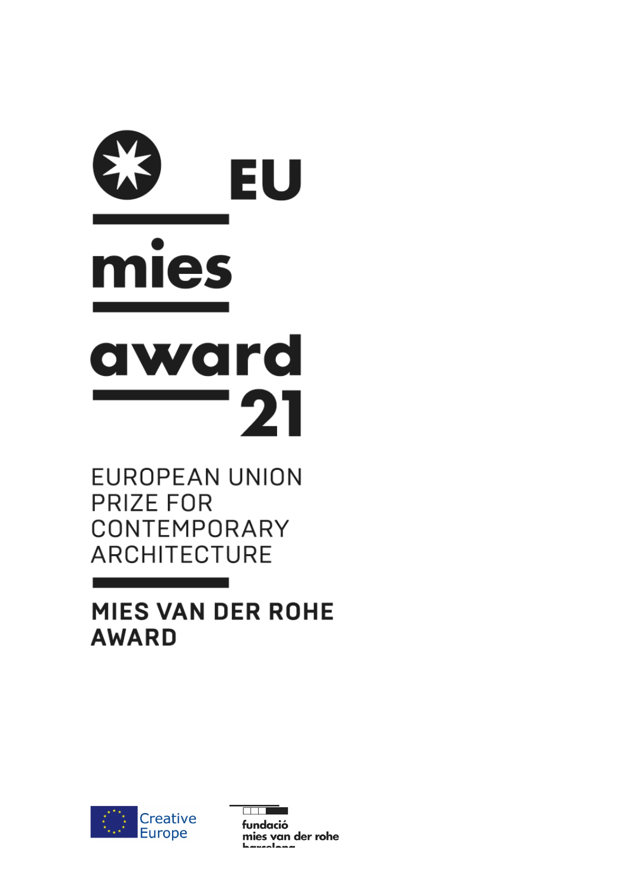# EU mies award 21

EUROPEAN UNION PRIZE FOR CONTEMPORARY ARCHITECTURE

**MIES VAN DER ROHE AWARD**

Creative Europe

fundació mies van der rohe barcelona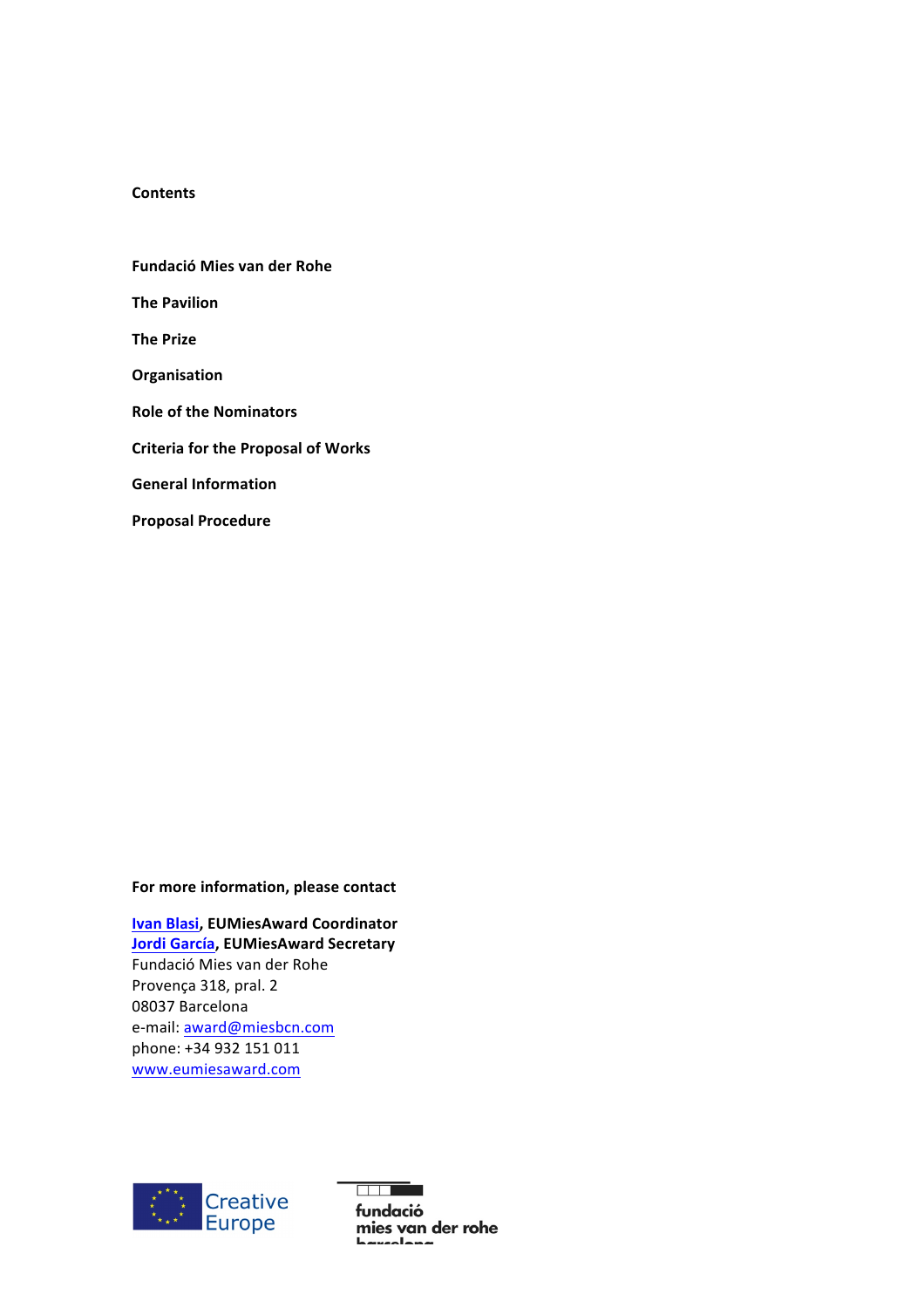**Contents**

**Fundació Mies van der Rohe**

**The Pavilion**

**The Prize**

**Organisation**

**Role of the Nominators**

**Criteria for the Proposal of Works**

**General Information**

**Proposal Procedure**

**For more information, please contact**

**Ivan Blasi, EUMiesAward Coordinator**
**Jordi García, EUMiesAward Secretary**
Fundació Mies van der Rohe
Provença 318, pral. 2
08037 Barcelona
e-mail: award@miesbcn.com
phone: +34 932 151 011
www.eumiesaward.com

Creative Europe

fundació mies van der rohe barcelona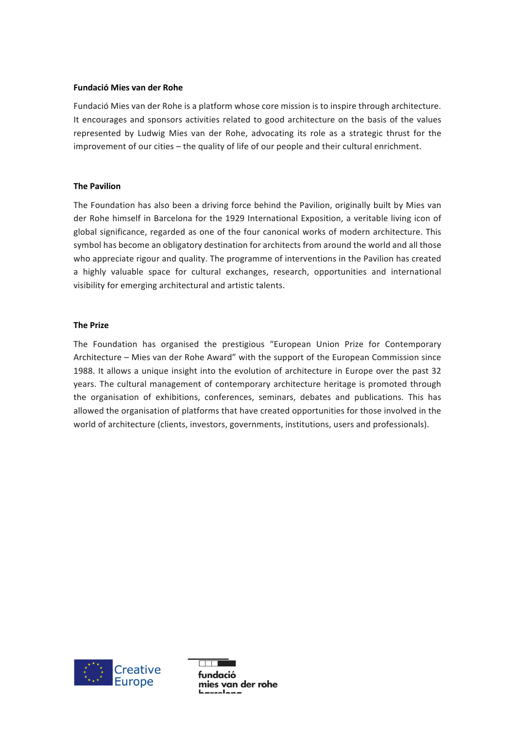**Fundació Mies van der Rohe**

Fundació Mies van der Rohe is a platform whose core mission is to inspire through architecture. It encourages and sponsors activities related to good architecture on the basis of the values represented by Ludwig Mies van der Rohe, advocating its role as a strategic thrust for the improvement of our cities – the quality of life of our people and their cultural enrichment.

**The Pavilion**

The Foundation has also been a driving force behind the Pavilion, originally built by Mies van der Rohe himself in Barcelona for the 1929 International Exposition, a veritable living icon of global significance, regarded as one of the four canonical works of modern architecture. This symbol has become an obligatory destination for architects from around the world and all those who appreciate rigour and quality. The programme of interventions in the Pavilion has created a highly valuable space for cultural exchanges, research, opportunities and international visibility for emerging architectural and artistic talents.

**The Prize**

The Foundation has organised the prestigious "European Union Prize for Contemporary Architecture – Mies van der Rohe Award" with the support of the European Commission since 1988. It allows a unique insight into the evolution of architecture in Europe over the past 32 years. The cultural management of contemporary architecture heritage is promoted through the organisation of exhibitions, conferences, seminars, debates and publications. This has allowed the organisation of platforms that have created opportunities for those involved in the world of architecture (clients, investors, governments, institutions, users and professionals).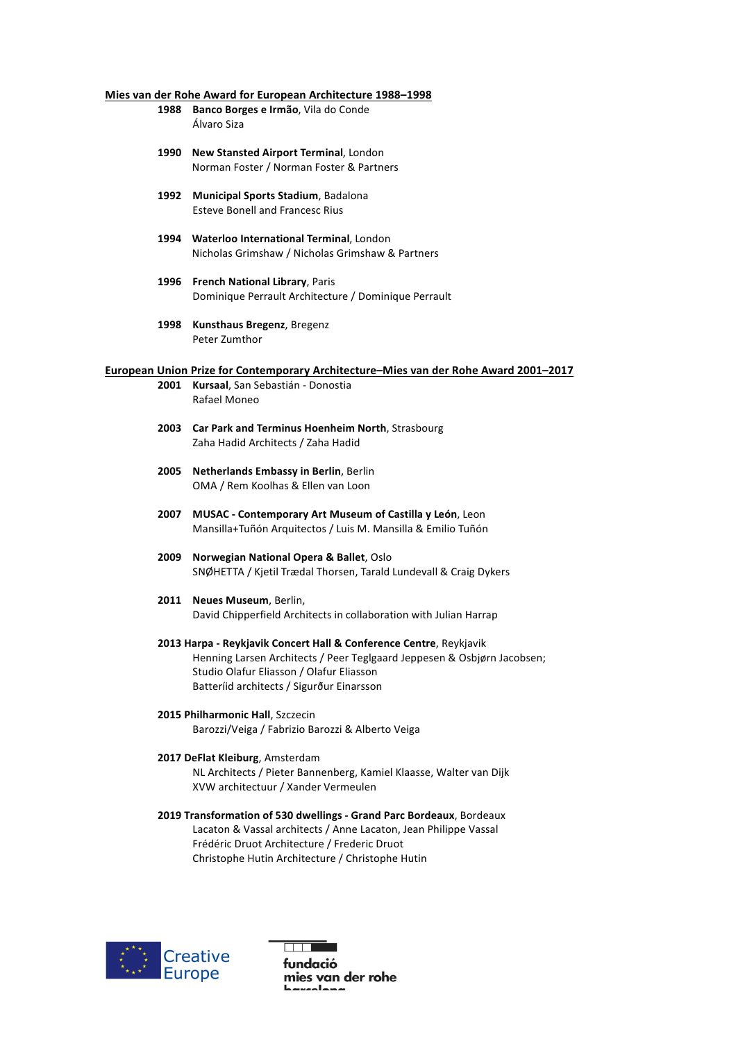**Mies van der Rohe Award for European Architecture 1988–1998**

**1988** **Banco Borges e Irmão**, Vila do Conde
Álvaro Siza

**1990** **New Stansted Airport Terminal**, London
Norman Foster / Norman Foster & Partners

**1992** **Municipal Sports Stadium**, Badalona
Esteve Bonell and Francesc Rius

**1994** **Waterloo International Terminal**, London
Nicholas Grimshaw / Nicholas Grimshaw & Partners

**1996** **French National Library**, Paris
Dominique Perrault Architecture / Dominique Perrault

**1998** **Kunsthaus Bregenz**, Bregenz
Peter Zumthor

**European Union Prize for Contemporary Architecture–Mies van der Rohe Award 2001–2017**

**2001** **Kursaal**, San Sebastián - Donostia
Rafael Moneo

**2003** **Car Park and Terminus Hoenheim North**, Strasbourg
Zaha Hadid Architects / Zaha Hadid

**2005** **Netherlands Embassy in Berlin**, Berlin
OMA / Rem Koolhas & Ellen van Loon

**2007** **MUSAC - Contemporary Art Museum of Castilla y León**, Leon
Mansilla+Tuñón Arquitectos / Luis M. Mansilla & Emilio Tuñón

**2009** **Norwegian National Opera & Ballet**, Oslo
SNØHETTA / Kjetil Trædal Thorsen, Tarald Lundevall & Craig Dykers

**2011** **Neues Museum**, Berlin,
David Chipperfield Architects in collaboration with Julian Harrap

**2013 Harpa - Reykjavik Concert Hall & Conference Centre**, Reykjavik
Henning Larsen Architects / Peer Teglgaard Jeppesen & Osbjørn Jacobsen;
Studio Olafur Eliasson / Olafur Eliasson
Batteríid architects / Sigurður Einarsson

**2015 Philharmonic Hall**, Szczecin
Barozzi/Veiga / Fabrizio Barozzi & Alberto Veiga

**2017 DeFlat Kleiburg**, Amsterdam
NL Architects / Pieter Bannenberg, Kamiel Klaasse, Walter van Dijk
XVW architectuur / Xander Vermeulen

**2019 Transformation of 530 dwellings - Grand Parc Bordeaux**, Bordeaux
Lacaton & Vassal architects / Anne Lacaton, Jean Philippe Vassal
Frédéric Druot Architecture / Frederic Druot
Christophe Hutin Architecture / Christophe Hutin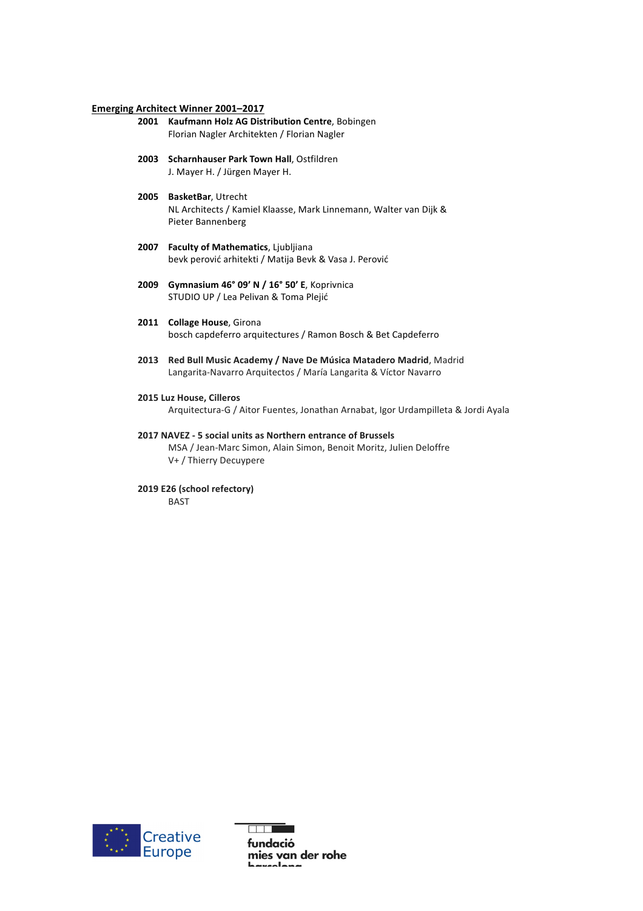**Emerging Architect Winner 2001–2017**

**2001** **Kaufmann Holz AG Distribution Centre**, Bobingen
Florian Nagler Architekten / Florian Nagler

**2003** **Scharnhauser Park Town Hall**, Ostfildren
J. Mayer H. / Jürgen Mayer H.

**2005** **BasketBar**, Utrecht
NL Architects / Kamiel Klaasse, Mark Linnemann, Walter van Dijk & Pieter Bannenberg

**2007** **Faculty of Mathematics**, Ljubljiana
bevk perović arhitekti / Matija Bevk & Vasa J. Perović

**2009** **Gymnasium 46° 09' N / 16° 50' E**, Koprivnica
STUDIO UP / Lea Pelivan & Toma Plejić

**2011** **Collage House**, Girona
bosch capdeferro arquitectures / Ramon Bosch & Bet Capdeferro

**2013** **Red Bull Music Academy / Nave De Música Matadero Madrid**, Madrid
Langarita-Navarro Arquitectos / María Langarita & Víctor Navarro

**2015 Luz House, Cilleros**
Arquitectura-G / Aitor Fuentes, Jonathan Arnabat, Igor Urdampilleta & Jordi Ayala

**2017 NAVEZ - 5 social units as Northern entrance of Brussels**
MSA / Jean-Marc Simon, Alain Simon, Benoit Moritz, Julien Deloffre
V+ / Thierry Decuypere

**2019 E26 (school refectory)**
BAST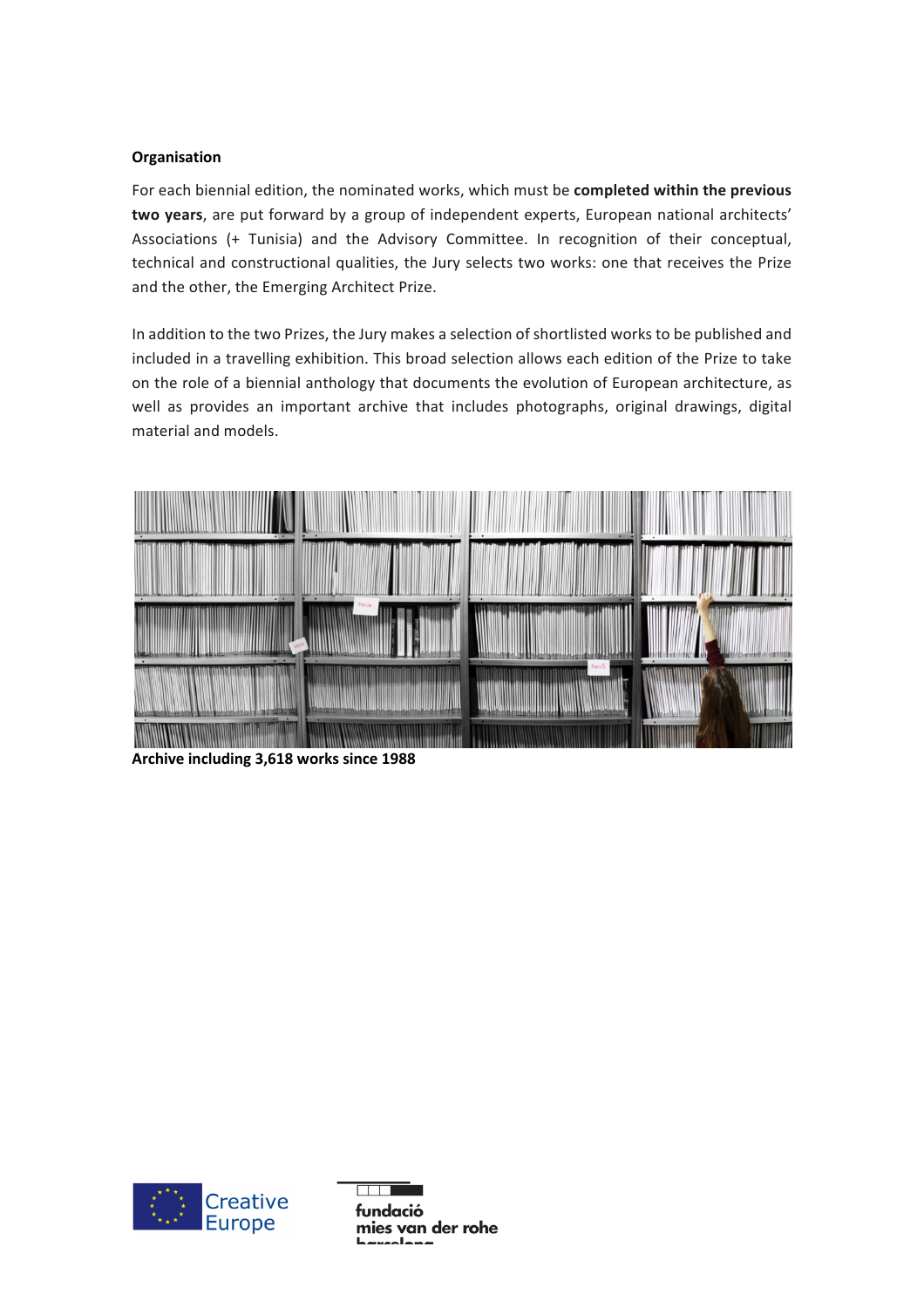**Organisation**

For each biennial edition, the nominated works, which must be **completed within the previous two years**, are put forward by a group of independent experts, European national architects' Associations (+ Tunisia) and the Advisory Committee. In recognition of their conceptual, technical and constructional qualities, the Jury selects two works: one that receives the Prize and the other, the Emerging Architect Prize.

In addition to the two Prizes, the Jury makes a selection of shortlisted works to be published and included in a travelling exhibition. This broad selection allows each edition of the Prize to take on the role of a biennial anthology that documents the evolution of European architecture, as well as provides an important archive that includes photographs, original drawings, digital material and models.

**Archive including 3,618 works since 1988**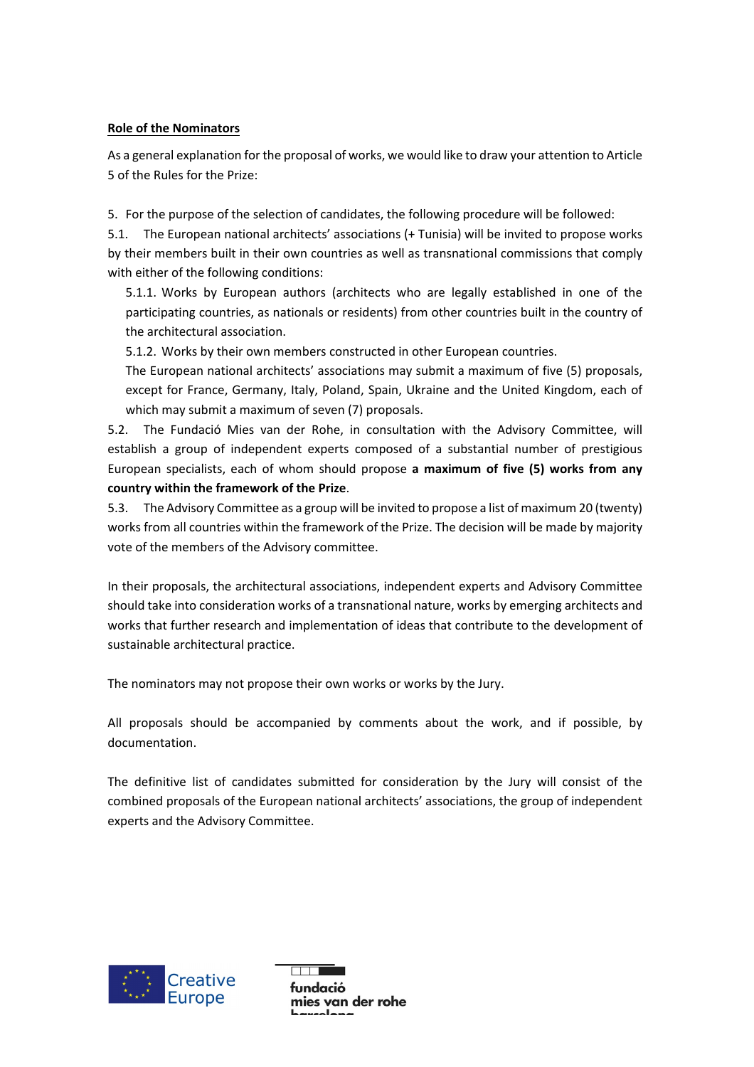**Role of the Nominators**

As a general explanation for the proposal of works, we would like to draw your attention to Article 5 of the Rules for the Prize:

5. For the purpose of the selection of candidates, the following procedure will be followed:

5.1. The European national architects' associations (+ Tunisia) will be invited to propose works by their members built in their own countries as well as transnational commissions that comply with either of the following conditions:

 5.1.1. Works by European authors (architects who are legally established in one of the participating countries, as nationals or residents) from other countries built in the country of the architectural association.

 5.1.2. Works by their own members constructed in other European countries.

 The European national architects' associations may submit a maximum of five (5) proposals, except for France, Germany, Italy, Poland, Spain, Ukraine and the United Kingdom, each of which may submit a maximum of seven (7) proposals.

5.2. The Fundació Mies van der Rohe, in consultation with the Advisory Committee, will establish a group of independent experts composed of a substantial number of prestigious European specialists, each of whom should propose **a maximum of five (5) works from any country within the framework of the Prize**.

5.3. The Advisory Committee as a group will be invited to propose a list of maximum 20 (twenty) works from all countries within the framework of the Prize. The decision will be made by majority vote of the members of the Advisory committee.

In their proposals, the architectural associations, independent experts and Advisory Committee should take into consideration works of a transnational nature, works by emerging architects and works that further research and implementation of ideas that contribute to the development of sustainable architectural practice.

The nominators may not propose their own works or works by the Jury.

All proposals should be accompanied by comments about the work, and if possible, by documentation.

The definitive list of candidates submitted for consideration by the Jury will consist of the combined proposals of the European national architects' associations, the group of independent experts and the Advisory Committee.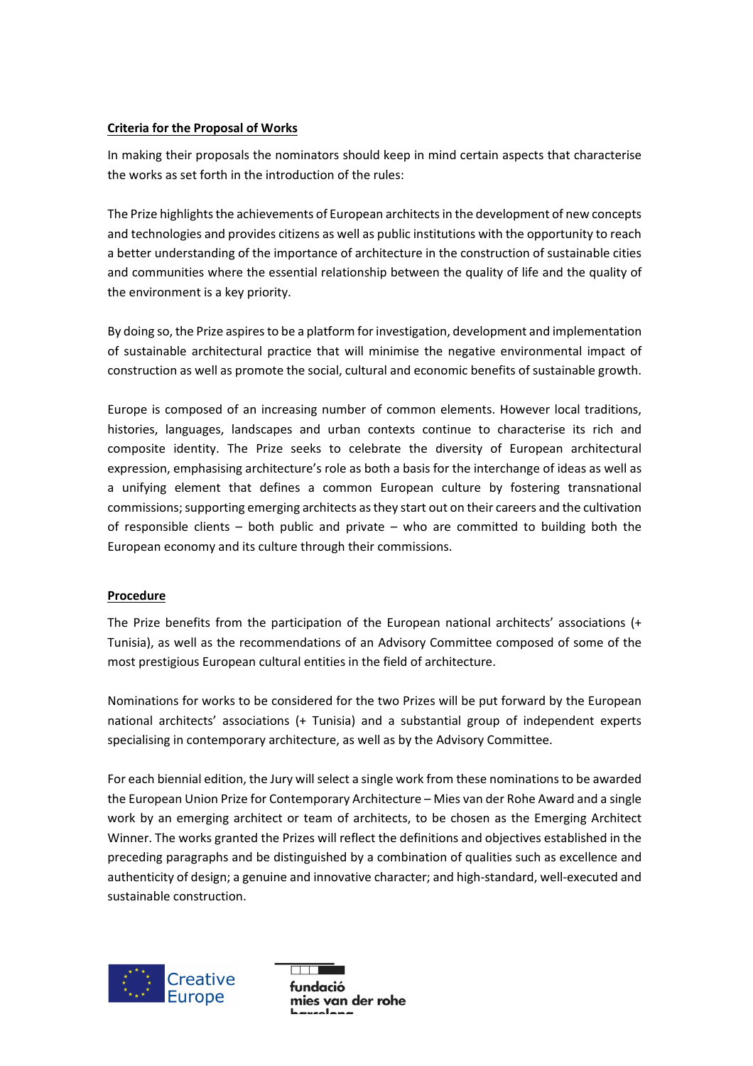**Criteria for the Proposal of Works**

In making their proposals the nominators should keep in mind certain aspects that characterise the works as set forth in the introduction of the rules:

The Prize highlights the achievements of European architects in the development of new concepts and technologies and provides citizens as well as public institutions with the opportunity to reach a better understanding of the importance of architecture in the construction of sustainable cities and communities where the essential relationship between the quality of life and the quality of the environment is a key priority.

By doing so, the Prize aspires to be a platform for investigation, development and implementation of sustainable architectural practice that will minimise the negative environmental impact of construction as well as promote the social, cultural and economic benefits of sustainable growth.

Europe is composed of an increasing number of common elements. However local traditions, histories, languages, landscapes and urban contexts continue to characterise its rich and composite identity. The Prize seeks to celebrate the diversity of European architectural expression, emphasising architecture's role as both a basis for the interchange of ideas as well as a unifying element that defines a common European culture by fostering transnational commissions; supporting emerging architects as they start out on their careers and the cultivation of responsible clients – both public and private – who are committed to building both the European economy and its culture through their commissions.

**Procedure**

The Prize benefits from the participation of the European national architects' associations (+ Tunisia), as well as the recommendations of an Advisory Committee composed of some of the most prestigious European cultural entities in the field of architecture.

Nominations for works to be considered for the two Prizes will be put forward by the European national architects' associations (+ Tunisia) and a substantial group of independent experts specialising in contemporary architecture, as well as by the Advisory Committee.

For each biennial edition, the Jury will select a single work from these nominations to be awarded the European Union Prize for Contemporary Architecture – Mies van der Rohe Award and a single work by an emerging architect or team of architects, to be chosen as the Emerging Architect Winner. The works granted the Prizes will reflect the definitions and objectives established in the preceding paragraphs and be distinguished by a combination of qualities such as excellence and authenticity of design; a genuine and innovative character; and high-standard, well-executed and sustainable construction.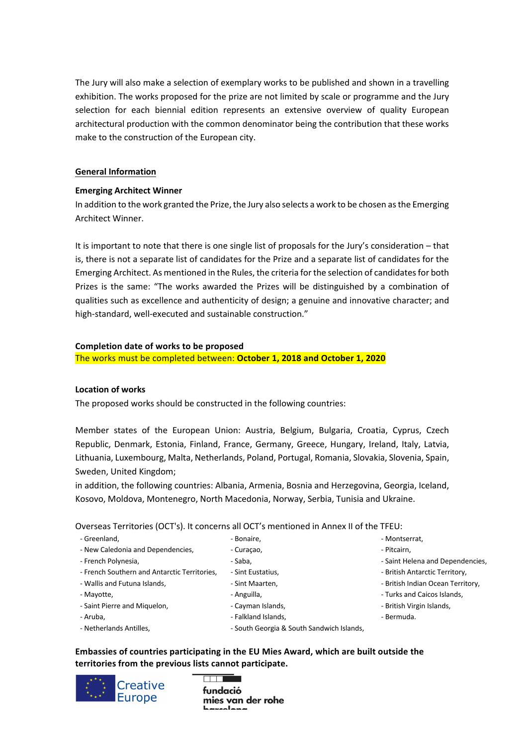The Jury will also make a selection of exemplary works to be published and shown in a travelling exhibition. The works proposed for the prize are not limited by scale or programme and the Jury selection for each biennial edition represents an extensive overview of quality European architectural production with the common denominator being the contribution that these works make to the construction of the European city.

## General Information

**Emerging Architect Winner**

In addition to the work granted the Prize, the Jury also selects a work to be chosen as the Emerging Architect Winner.

It is important to note that there is one single list of proposals for the Jury's consideration – that is, there is not a separate list of candidates for the Prize and a separate list of candidates for the Emerging Architect. As mentioned in the Rules, the criteria for the selection of candidates for both Prizes is the same: "The works awarded the Prizes will be distinguished by a combination of qualities such as excellence and authenticity of design; a genuine and innovative character; and high-standard, well-executed and sustainable construction."

**Completion date of works to be proposed**

The works must be completed between: **October 1, 2018 and October 1, 2020**

**Location of works**

The proposed works should be constructed in the following countries:

Member states of the European Union: Austria, Belgium, Bulgaria, Croatia, Cyprus, Czech Republic, Denmark, Estonia, Finland, France, Germany, Greece, Hungary, Ireland, Italy, Latvia, Lithuania, Luxembourg, Malta, Netherlands, Poland, Portugal, Romania, Slovakia, Slovenia, Spain, Sweden, United Kingdom;

in addition, the following countries: Albania, Armenia, Bosnia and Herzegovina, Georgia, Iceland, Kosovo, Moldova, Montenegro, North Macedonia, Norway, Serbia, Tunisia and Ukraine.

Overseas Territories (OCT's). It concerns all OCT's mentioned in Annex II of the TFEU:

- Greenland,
- New Caledonia and Dependencies,
- French Polynesia,
- French Southern and Antarctic Territories,
- Wallis and Futuna Islands,
- Mayotte,
- Saint Pierre and Miquelon,
- Aruba,
- Netherlands Antilles,
- Bonaire,
- Curaçao,
- Saba,
- Sint Eustatius,
- Sint Maarten,
- Anguilla,
- Cayman Islands,
- Falkland Islands,
- South Georgia & South Sandwich Islands,
- Montserrat,
- Pitcairn,
- Saint Helena and Dependencies,
- British Antarctic Territory,
- British Indian Ocean Territory,
- Turks and Caicos Islands,
- British Virgin Islands,
- Bermuda.

**Embassies of countries participating in the EU Mies Award, which are built outside the territories from the previous lists cannot participate.**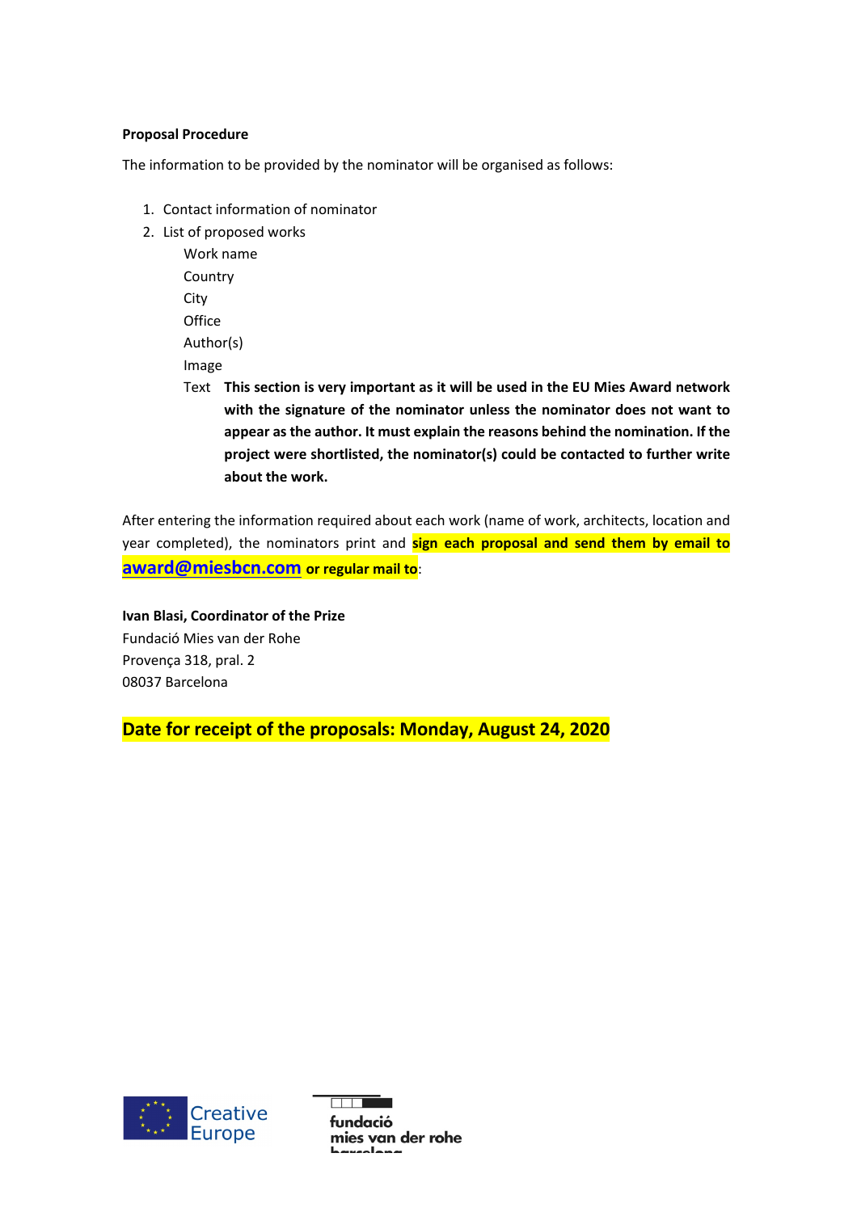**Proposal Procedure**

The information to be provided by the nominator will be organised as follows:

1. Contact information of nominator
2. List of proposed works

   Work name

   Country

   City

   Office

   Author(s)

   Image

   Text **This section is very important as it will be used in the EU Mies Award network with the signature of the nominator unless the nominator does not want to appear as the author. It must explain the reasons behind the nomination. If the project were shortlisted, the nominator(s) could be contacted to further write about the work.**

After entering the information required about each work (name of work, architects, location and year completed), the nominators print and **sign each proposal and send them by email to award@miesbcn.com or regular mail to**:

**Ivan Blasi, Coordinator of the Prize**
Fundació Mies van der Rohe
Provença 318, pral. 2
08037 Barcelona

**Date for receipt of the proposals: Monday, August 24, 2020**

Creative Europe

fundació
mies van der rohe
barcelona